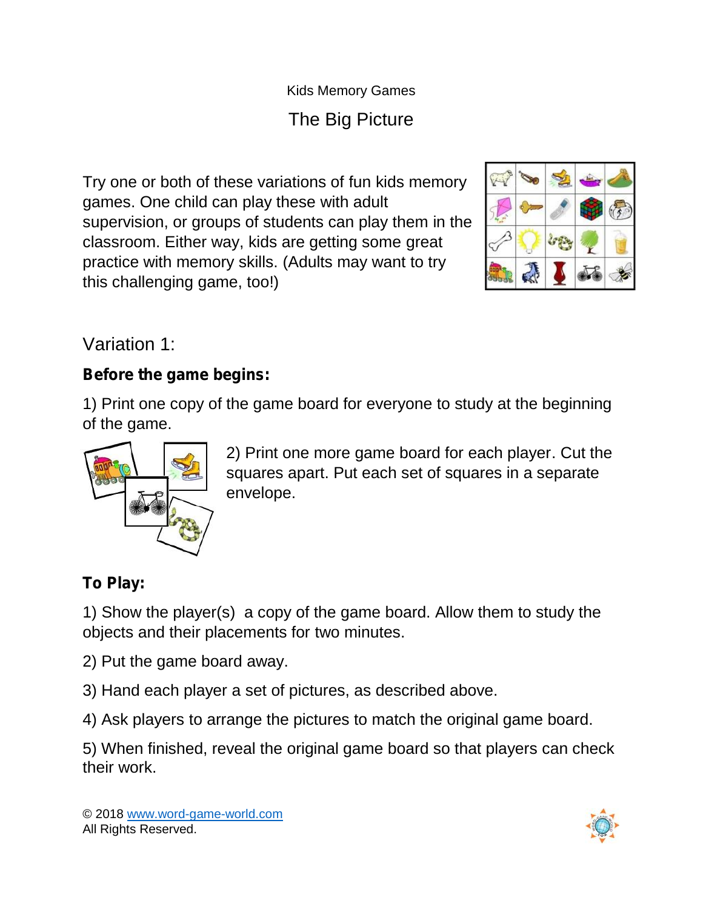Kids Memory Games

# The Big Picture

Try one or both of these variations of fun kids memory games. One child can play these with adult supervision, or groups of students can play them in the classroom. Either way, kids are getting some great practice with memory skills. (Adults may want to try this challenging game, too!)

## Variation 1:

**Before the game begins:**

1) Print one copy of the game board for everyone to study at the beginning of the game.

2) Print one more game board for each player. Cut the squares apart. Put each set of squares in a separate envelope.

**To Play:**

1) Show the player(s) a copy of the game board. Allow them to study the objects and their placements for two minutes.

2) Put the game board away.

3) Hand each player a set of pictures, as described above.

4) Ask players to arrange the pictures to match the original game board.

5) When finished, reveal the original game board so that players can check their work.

© 2018 www.word-game-world.com
All Rights Reserved.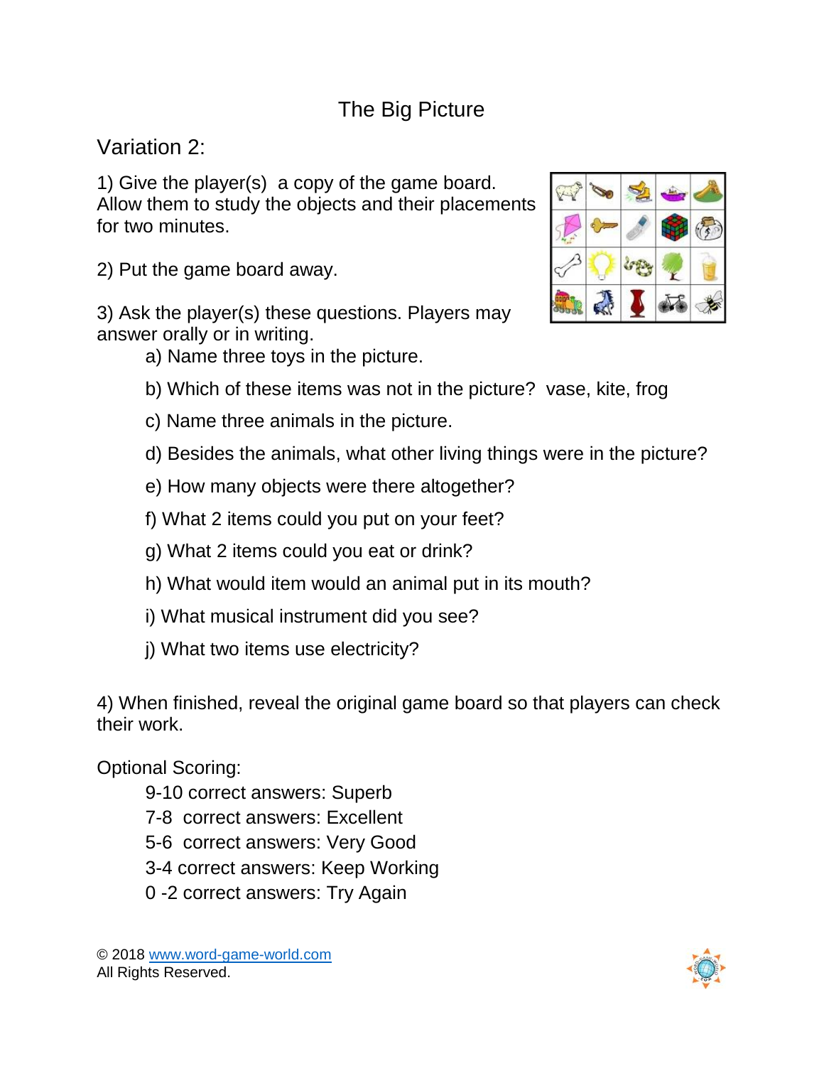# The Big Picture

## Variation 2:

1) Give the player(s) a copy of the game board. Allow them to study the objects and their placements for two minutes.

2) Put the game board away.

3) Ask the player(s) these questions. Players may answer orally or in writing.

   a) Name three toys in the picture.

   b) Which of these items was not in the picture? vase, kite, frog

   c) Name three animals in the picture.

   d) Besides the animals, what other living things were in the picture?

   e) How many objects were there altogether?

   f) What 2 items could you put on your feet?

   g) What 2 items could you eat or drink?

   h) What would item would an animal put in its mouth?

   i) What musical instrument did you see?

   j) What two items use electricity?

4) When finished, reveal the original game board so that players can check their work.

Optional Scoring:

- 9-10 correct answers: Superb
- 7-8 correct answers: Excellent
- 5-6 correct answers: Very Good
- 3-4 correct answers: Keep Working
- 0 -2 correct answers: Try Again

© 2018 www.word-game-world.com
All Rights Reserved.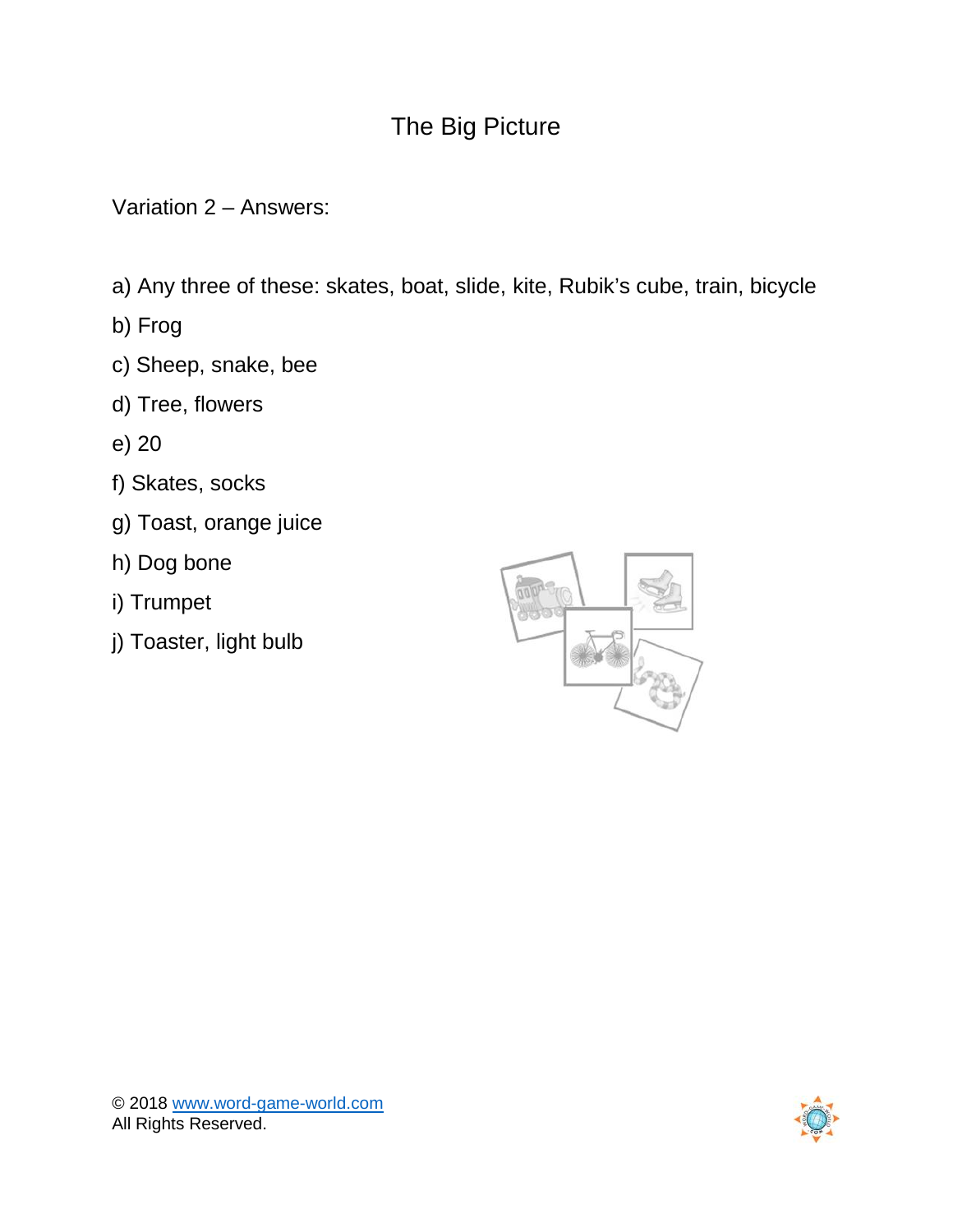# The Big Picture

Variation 2 – Answers:

a) Any three of these: skates, boat, slide, kite, Rubik's cube, train, bicycle

b) Frog

c) Sheep, snake, bee

d) Tree, flowers

e) 20

f) Skates, socks

g) Toast, orange juice

h) Dog bone

i) Trumpet

j) Toaster, light bulb

© 2018 www.word-game-world.com
All Rights Reserved.